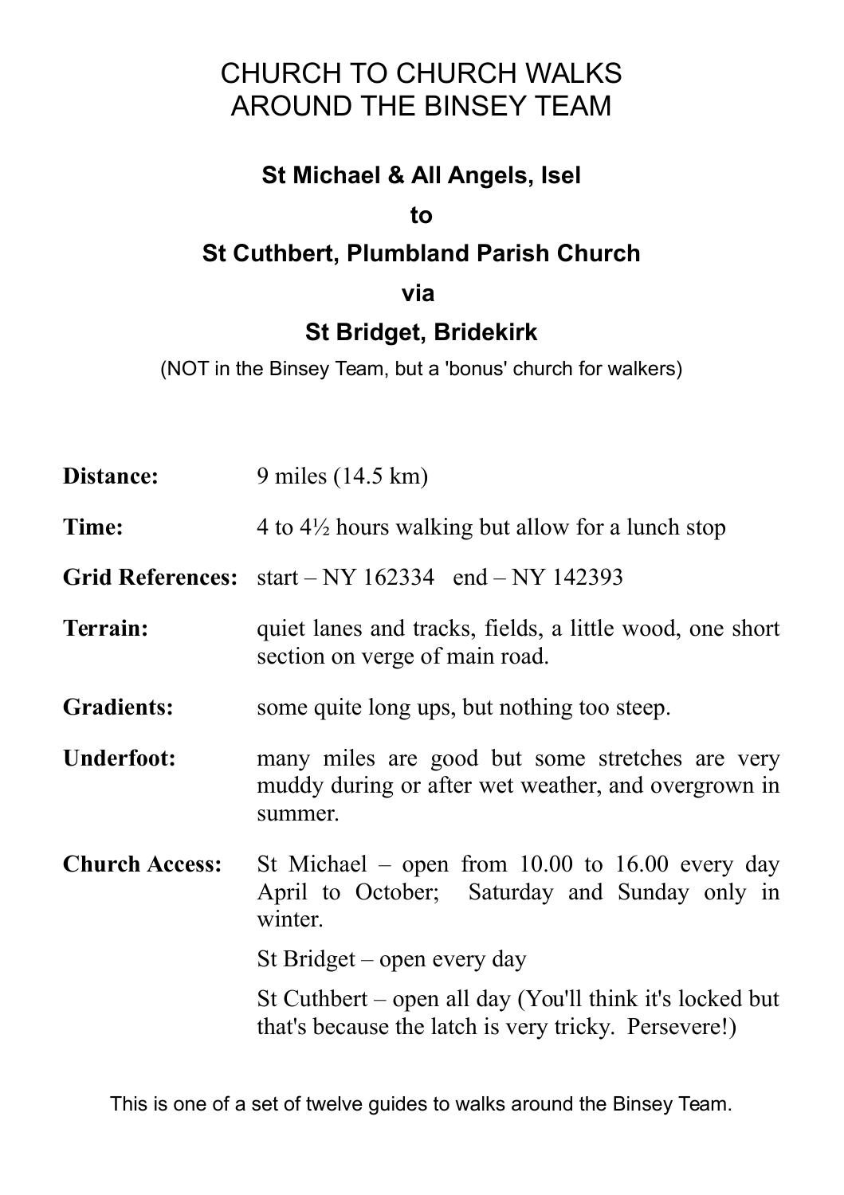# CHURCH TO CHURCH WALKS AROUND THE BINSEY TEAM

## St Michael & All Angels, Isel

**to**

## St Cuthbert, Plumbland Parish Church

**via**

## St Bridget, Bridekirk

(NOT in the Binsey Team, but a 'bonus' church for walkers)

| | |
|---|---|
| **Distance:** | 9 miles (14.5 km) |
| **Time:** | 4 to 4½ hours walking but allow for a lunch stop |
| **Grid References:** | start – NY 162334 end – NY 142393 |
| **Terrain:** | quiet lanes and tracks, fields, a little wood, one short section on verge of main road. |
| **Gradients:** | some quite long ups, but nothing too steep. |
| **Underfoot:** | many miles are good but some stretches are very muddy during or after wet weather, and overgrown in summer. |
| **Church Access:** | St Michael – open from 10.00 to 16.00 every day April to October; Saturday and Sunday only in winter. |
| | St Bridget – open every day |
| | St Cuthbert – open all day (You'll think it's locked but that's because the latch is very tricky. Persevere!) |

This is one of a set of twelve guides to walks around the Binsey Team.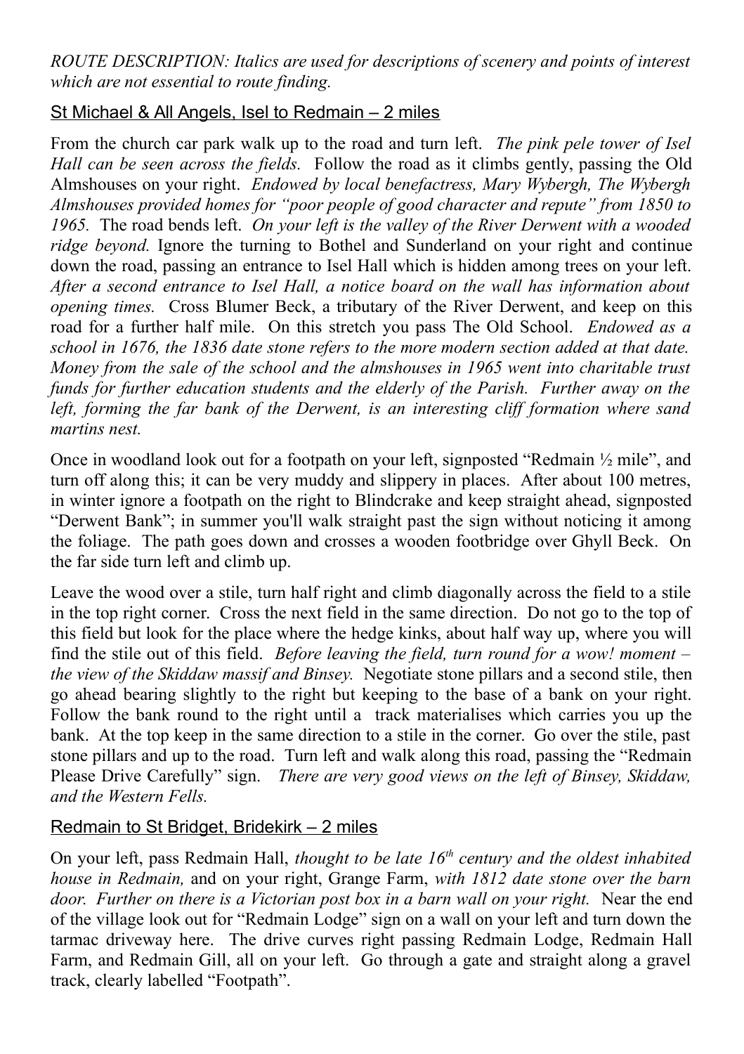*ROUTE DESCRIPTION: Italics are used for descriptions of scenery and points of interest which are not essential to route finding.*

## St Michael & All Angels, Isel to Redmain – 2 miles

From the church car park walk up to the road and turn left. *The pink pele tower of Isel Hall can be seen across the fields.* Follow the road as it climbs gently, passing the Old Almshouses on your right. *Endowed by local benefactress, Mary Wybergh, The Wybergh Almshouses provided homes for "poor people of good character and repute" from 1850 to 1965.* The road bends left. *On your left is the valley of the River Derwent with a wooded ridge beyond.* Ignore the turning to Bothel and Sunderland on your right and continue down the road, passing an entrance to Isel Hall which is hidden among trees on your left. *After a second entrance to Isel Hall, a notice board on the wall has information about opening times.* Cross Blumer Beck, a tributary of the River Derwent, and keep on this road for a further half mile. On this stretch you pass The Old School. *Endowed as a school in 1676, the 1836 date stone refers to the more modern section added at that date. Money from the sale of the school and the almshouses in 1965 went into charitable trust funds for further education students and the elderly of the Parish. Further away on the left, forming the far bank of the Derwent, is an interesting cliff formation where sand martins nest.*

Once in woodland look out for a footpath on your left, signposted "Redmain ½ mile", and turn off along this; it can be very muddy and slippery in places. After about 100 metres, in winter ignore a footpath on the right to Blindcrake and keep straight ahead, signposted "Derwent Bank"; in summer you'll walk straight past the sign without noticing it among the foliage. The path goes down and crosses a wooden footbridge over Ghyll Beck. On the far side turn left and climb up.

Leave the wood over a stile, turn half right and climb diagonally across the field to a stile in the top right corner. Cross the next field in the same direction. Do not go to the top of this field but look for the place where the hedge kinks, about half way up, where you will find the stile out of this field. *Before leaving the field, turn round for a wow! moment – the view of the Skiddaw massif and Binsey.* Negotiate stone pillars and a second stile, then go ahead bearing slightly to the right but keeping to the base of a bank on your right. Follow the bank round to the right until a track materialises which carries you up the bank. At the top keep in the same direction to a stile in the corner. Go over the stile, past stone pillars and up to the road. Turn left and walk along this road, passing the "Redmain Please Drive Carefully" sign. *There are very good views on the left of Binsey, Skiddaw, and the Western Fells.*

## Redmain to St Bridget, Bridekirk – 2 miles

On your left, pass Redmain Hall, *thought to be late 16th century and the oldest inhabited house in Redmain,* and on your right, Grange Farm, *with 1812 date stone over the barn door. Further on there is a Victorian post box in a barn wall on your right.* Near the end of the village look out for "Redmain Lodge" sign on a wall on your left and turn down the tarmac driveway here. The drive curves right passing Redmain Lodge, Redmain Hall Farm, and Redmain Gill, all on your left. Go through a gate and straight along a gravel track, clearly labelled "Footpath".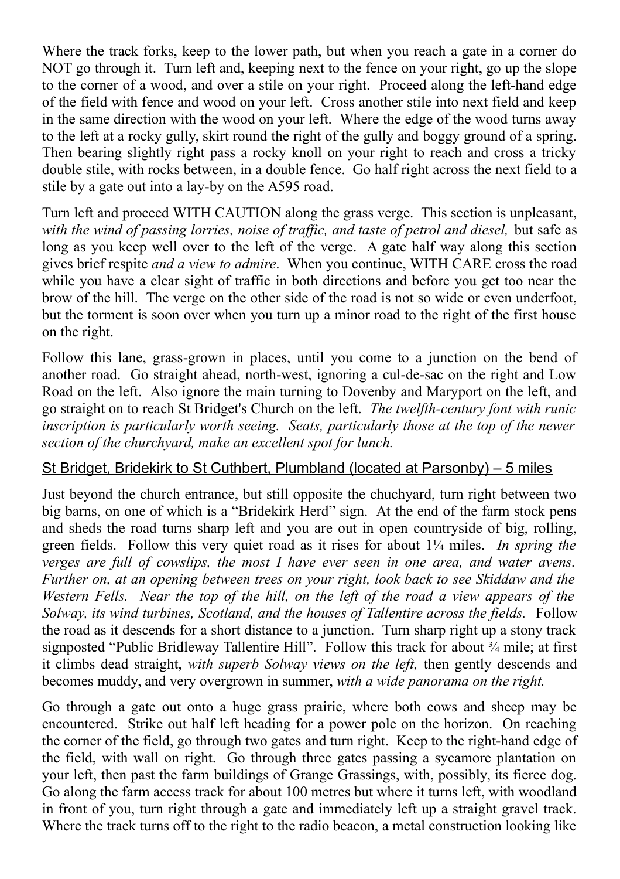Where the track forks, keep to the lower path, but when you reach a gate in a corner do NOT go through it. Turn left and, keeping next to the fence on your right, go up the slope to the corner of a wood, and over a stile on your right. Proceed along the left-hand edge of the field with fence and wood on your left. Cross another stile into next field and keep in the same direction with the wood on your left. Where the edge of the wood turns away to the left at a rocky gully, skirt round the right of the gully and boggy ground of a spring. Then bearing slightly right pass a rocky knoll on your right to reach and cross a tricky double stile, with rocks between, in a double fence. Go half right across the next field to a stile by a gate out into a lay-by on the A595 road.

Turn left and proceed WITH CAUTION along the grass verge. This section is unpleasant, *with the wind of passing lorries, noise of traffic, and taste of petrol and diesel,* but safe as long as you keep well over to the left of the verge. A gate half way along this section gives brief respite *and a view to admire*. When you continue, WITH CARE cross the road while you have a clear sight of traffic in both directions and before you get too near the brow of the hill. The verge on the other side of the road is not so wide or even underfoot, but the torment is soon over when you turn up a minor road to the right of the first house on the right.

Follow this lane, grass-grown in places, until you come to a junction on the bend of another road. Go straight ahead, north-west, ignoring a cul-de-sac on the right and Low Road on the left. Also ignore the main turning to Dovenby and Maryport on the left, and go straight on to reach St Bridget's Church on the left. *The twelfth-century font with runic inscription is particularly worth seeing. Seats, particularly those at the top of the newer section of the churchyard, make an excellent spot for lunch.*

## St Bridget, Bridekirk to St Cuthbert, Plumbland (located at Parsonby) – 5 miles

Just beyond the church entrance, but still opposite the chuchyard, turn right between two big barns, on one of which is a "Bridekirk Herd" sign. At the end of the farm stock pens and sheds the road turns sharp left and you are out in open countryside of big, rolling, green fields. Follow this very quiet road as it rises for about 1¼ miles. *In spring the verges are full of cowslips, the most I have ever seen in one area, and water avens. Further on, at an opening between trees on your right, look back to see Skiddaw and the Western Fells. Near the top of the hill, on the left of the road a view appears of the Solway, its wind turbines, Scotland, and the houses of Tallentire across the fields.* Follow the road as it descends for a short distance to a junction. Turn sharp right up a stony track signposted "Public Bridleway Tallentire Hill". Follow this track for about ¾ mile; at first it climbs dead straight, *with superb Solway views on the left,* then gently descends and becomes muddy, and very overgrown in summer, *with a wide panorama on the right.*

Go through a gate out onto a huge grass prairie, where both cows and sheep may be encountered. Strike out half left heading for a power pole on the horizon. On reaching the corner of the field, go through two gates and turn right. Keep to the right-hand edge of the field, with wall on right. Go through three gates passing a sycamore plantation on your left, then past the farm buildings of Grange Grassings, with, possibly, its fierce dog. Go along the farm access track for about 100 metres but where it turns left, with woodland in front of you, turn right through a gate and immediately left up a straight gravel track. Where the track turns off to the right to the radio beacon, a metal construction looking like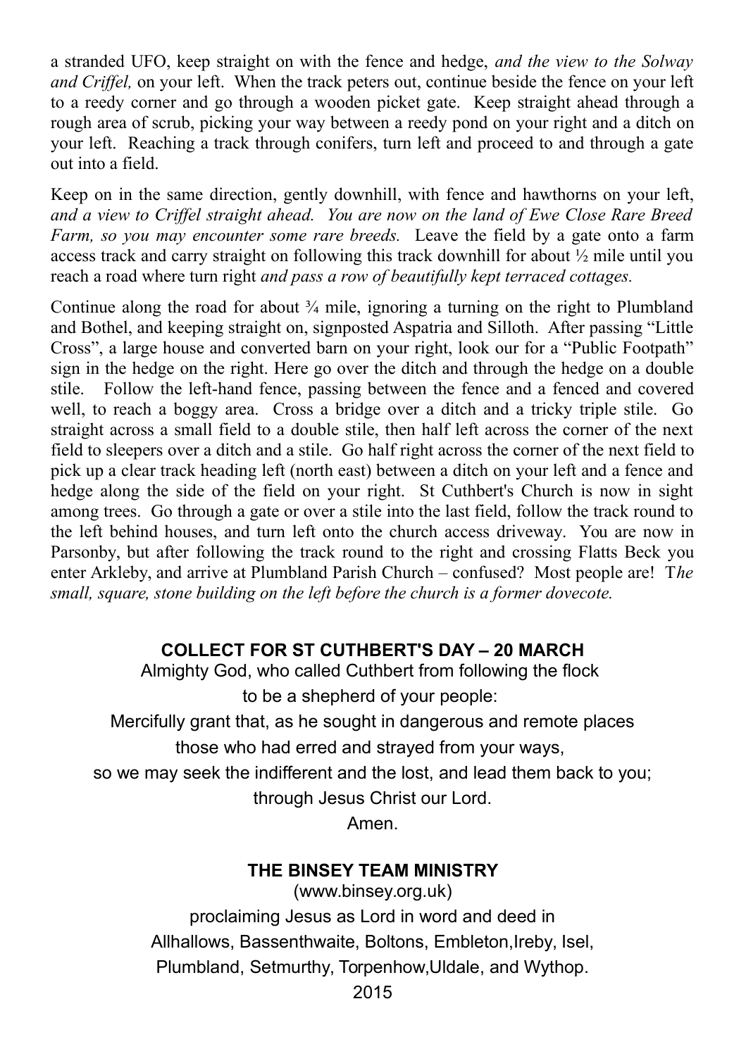a stranded UFO, keep straight on with the fence and hedge, *and the view to the Solway and Criffel,* on your left. When the track peters out, continue beside the fence on your left to a reedy corner and go through a wooden picket gate. Keep straight ahead through a rough area of scrub, picking your way between a reedy pond on your right and a ditch on your left. Reaching a track through conifers, turn left and proceed to and through a gate out into a field.

Keep on in the same direction, gently downhill, with fence and hawthorns on your left, *and a view to Criffel straight ahead. You are now on the land of Ewe Close Rare Breed Farm, so you may encounter some rare breeds.* Leave the field by a gate onto a farm access track and carry straight on following this track downhill for about ½ mile until you reach a road where turn right *and pass a row of beautifully kept terraced cottages.*

Continue along the road for about ¾ mile, ignoring a turning on the right to Plumbland and Bothel, and keeping straight on, signposted Aspatria and Silloth. After passing "Little Cross", a large house and converted barn on your right, look our for a "Public Footpath" sign in the hedge on the right. Here go over the ditch and through the hedge on a double stile. Follow the left-hand fence, passing between the fence and a fenced and covered well, to reach a boggy area. Cross a bridge over a ditch and a tricky triple stile. Go straight across a small field to a double stile, then half left across the corner of the next field to sleepers over a ditch and a stile. Go half right across the corner of the next field to pick up a clear track heading left (north east) between a ditch on your left and a fence and hedge along the side of the field on your right. St Cuthbert's Church is now in sight among trees. Go through a gate or over a stile into the last field, follow the track round to the left behind houses, and turn left onto the church access driveway. You are now in Parsonby, but after following the track round to the right and crossing Flatts Beck you enter Arkleby, and arrive at Plumbland Parish Church – confused? Most people are! T*he small, square, stone building on the left before the church is a former dovecote.*

## COLLECT FOR ST CUTHBERT'S DAY – 20 MARCH

Almighty God, who called Cuthbert from following the flock
to be a shepherd of your people:
Mercifully grant that, as he sought in dangerous and remote places
those who had erred and strayed from your ways,
so we may seek the indifferent and the lost, and lead them back to you;
through Jesus Christ our Lord.
Amen.

## THE BINSEY TEAM MINISTRY

(www.binsey.org.uk)
proclaiming Jesus as Lord in word and deed in
Allhallows, Bassenthwaite, Boltons, Embleton,Ireby, Isel,
Plumbland, Setmurthy, Torpenhow,Uldale, and Wythop.
2015